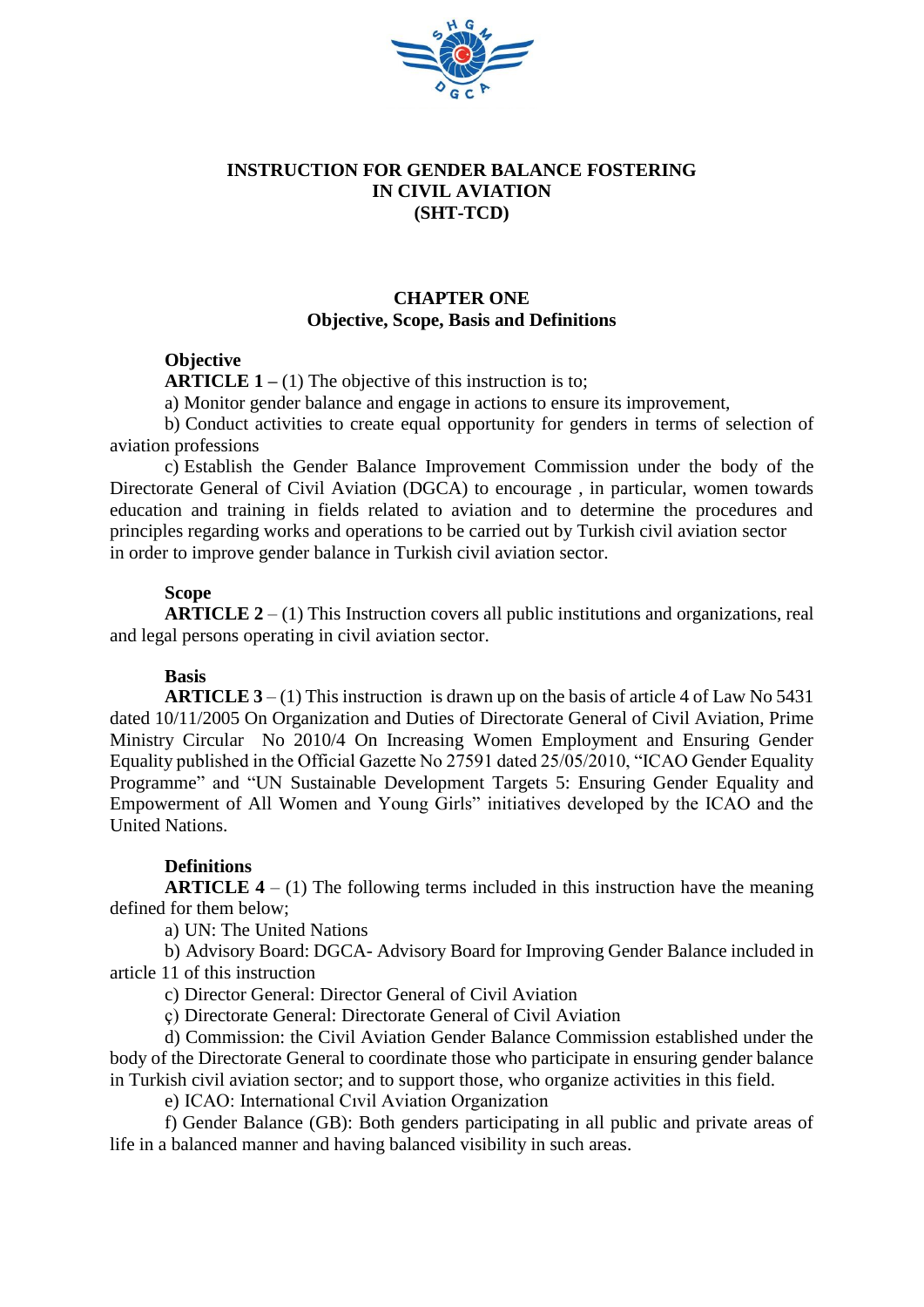# INSTRUCTION FOR GENDER BALANCE FOSTERING IN CIVIL AVIATION (SHT-TCD)

## CHAPTER ONE
## Objective, Scope, Basis and Definitions

**Objective**

**ARTICLE 1 –** (1) The objective of this instruction is to;

a) Monitor gender balance and engage in actions to ensure its improvement,

b) Conduct activities to create equal opportunity for genders in terms of selection of aviation professions

c) Establish the Gender Balance Improvement Commission under the body of the Directorate General of Civil Aviation (DGCA) to encourage , in particular, women towards education and training in fields related to aviation and to determine the procedures and principles regarding works and operations to be carried out by Turkish civil aviation sector in order to improve gender balance in Turkish civil aviation sector.

**Scope**

**ARTICLE 2** – (1) This Instruction covers all public institutions and organizations, real and legal persons operating in civil aviation sector.

**Basis**

**ARTICLE 3** – (1) This instruction is drawn up on the basis of article 4 of Law No 5431 dated 10/11/2005 On Organization and Duties of Directorate General of Civil Aviation, Prime Ministry Circular No 2010/4 On Increasing Women Employment and Ensuring Gender Equality published in the Official Gazette No 27591 dated 25/05/2010, "ICAO Gender Equality Programme" and "UN Sustainable Development Targets 5: Ensuring Gender Equality and Empowerment of All Women and Young Girls" initiatives developed by the ICAO and the United Nations.

**Definitions**

**ARTICLE 4** – (1) The following terms included in this instruction have the meaning defined for them below;

a) UN: The United Nations

b) Advisory Board: DGCA- Advisory Board for Improving Gender Balance included in article 11 of this instruction

c) Director General: Director General of Civil Aviation

ç) Directorate General: Directorate General of Civil Aviation

d) Commission: the Civil Aviation Gender Balance Commission established under the body of the Directorate General to coordinate those who participate in ensuring gender balance in Turkish civil aviation sector; and to support those, who organize activities in this field.

e) ICAO: International Cıvil Aviation Organization

f) Gender Balance (GB): Both genders participating in all public and private areas of life in a balanced manner and having balanced visibility in such areas.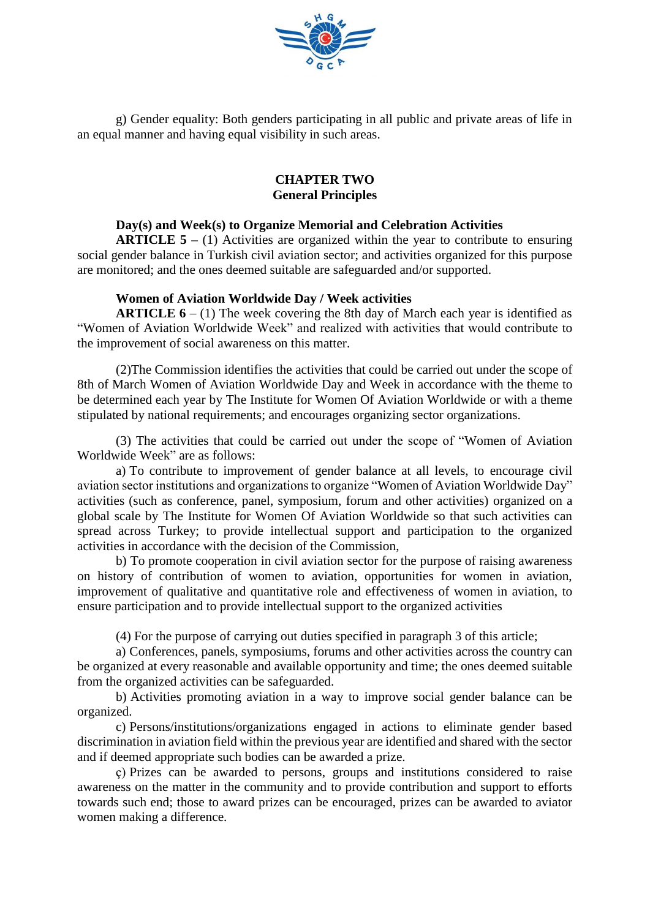g) Gender equality: Both genders participating in all public and private areas of life in an equal manner and having equal visibility in such areas.

## CHAPTER TWO
## General Principles

**Day(s) and Week(s) to Organize Memorial and Celebration Activities**

**ARTICLE 5 –** (1) Activities are organized within the year to contribute to ensuring social gender balance in Turkish civil aviation sector; and activities organized for this purpose are monitored; and the ones deemed suitable are safeguarded and/or supported.

**Women of Aviation Worldwide Day / Week activities**

**ARTICLE 6** – (1) The week covering the 8th day of March each year is identified as "Women of Aviation Worldwide Week" and realized with activities that would contribute to the improvement of social awareness on this matter.

(2)The Commission identifies the activities that could be carried out under the scope of 8th of March Women of Aviation Worldwide Day and Week in accordance with the theme to be determined each year by The Institute for Women Of Aviation Worldwide or with a theme stipulated by national requirements; and encourages organizing sector organizations.

(3) The activities that could be carried out under the scope of "Women of Aviation Worldwide Week" are as follows:

a) To contribute to improvement of gender balance at all levels, to encourage civil aviation sector institutions and organizations to organize "Women of Aviation Worldwide Day" activities (such as conference, panel, symposium, forum and other activities) organized on a global scale by The Institute for Women Of Aviation Worldwide so that such activities can spread across Turkey; to provide intellectual support and participation to the organized activities in accordance with the decision of the Commission,

b) To promote cooperation in civil aviation sector for the purpose of raising awareness on history of contribution of women to aviation, opportunities for women in aviation, improvement of qualitative and quantitative role and effectiveness of women in aviation, to ensure participation and to provide intellectual support to the organized activities

(4) For the purpose of carrying out duties specified in paragraph 3 of this article;

a) Conferences, panels, symposiums, forums and other activities across the country can be organized at every reasonable and available opportunity and time; the ones deemed suitable from the organized activities can be safeguarded.

b) Activities promoting aviation in a way to improve social gender balance can be organized.

c) Persons/institutions/organizations engaged in actions to eliminate gender based discrimination in aviation field within the previous year are identified and shared with the sector and if deemed appropriate such bodies can be awarded a prize.

ç) Prizes can be awarded to persons, groups and institutions considered to raise awareness on the matter in the community and to provide contribution and support to efforts towards such end; those to award prizes can be encouraged, prizes can be awarded to aviator women making a difference.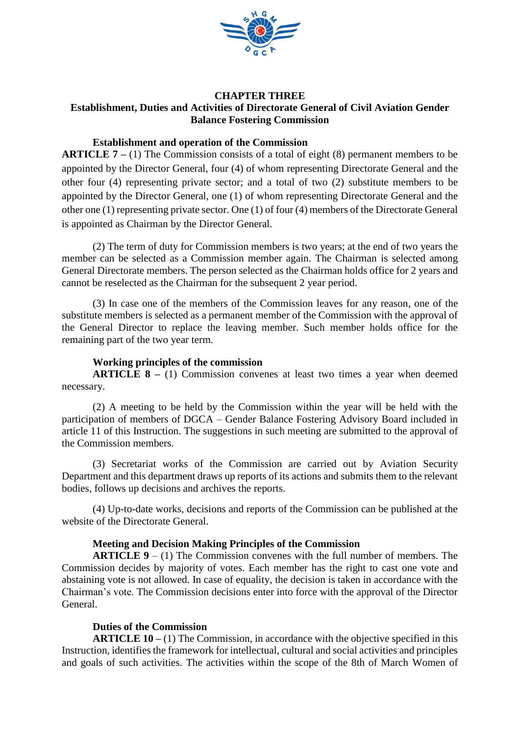## CHAPTER THREE
## Establishment, Duties and Activities of Directorate General of Civil Aviation Gender Balance Fostering Commission

**Establishment and operation of the Commission**

**ARTICLE 7 –** (1) The Commission consists of a total of eight (8) permanent members to be appointed by the Director General, four (4) of whom representing Directorate General and the other four (4) representing private sector; and a total of two (2) substitute members to be appointed by the Director General, one (1) of whom representing Directorate General and the other one (1) representing private sector. One (1) of four (4) members of the Directorate General is appointed as Chairman by the Director General.

(2) The term of duty for Commission members is two years; at the end of two years the member can be selected as a Commission member again. The Chairman is selected among General Directorate members. The person selected as the Chairman holds office for 2 years and cannot be reselected as the Chairman for the subsequent 2 year period.

(3) In case one of the members of the Commission leaves for any reason, one of the substitute members is selected as a permanent member of the Commission with the approval of the General Director to replace the leaving member. Such member holds office for the remaining part of the two year term.

**Working principles of the commission**

**ARTICLE 8 –** (1) Commission convenes at least two times a year when deemed necessary.

(2) A meeting to be held by the Commission within the year will be held with the participation of members of DGCA – Gender Balance Fostering Advisory Board included in article 11 of this Instruction. The suggestions in such meeting are submitted to the approval of the Commission members.

(3) Secretariat works of the Commission are carried out by Aviation Security Department and this department draws up reports of its actions and submits them to the relevant bodies, follows up decisions and archives the reports.

(4) Up-to-date works, decisions and reports of the Commission can be published at the website of the Directorate General.

**Meeting and Decision Making Principles of the Commission**

**ARTICLE 9** – (1) The Commission convenes with the full number of members. The Commission decides by majority of votes. Each member has the right to cast one vote and abstaining vote is not allowed. In case of equality, the decision is taken in accordance with the Chairman's vote. The Commission decisions enter into force with the approval of the Director General.

**Duties of the Commission**

**ARTICLE 10 –** (1) The Commission, in accordance with the objective specified in this Instruction, identifies the framework for intellectual, cultural and social activities and principles and goals of such activities. The activities within the scope of the 8th of March Women of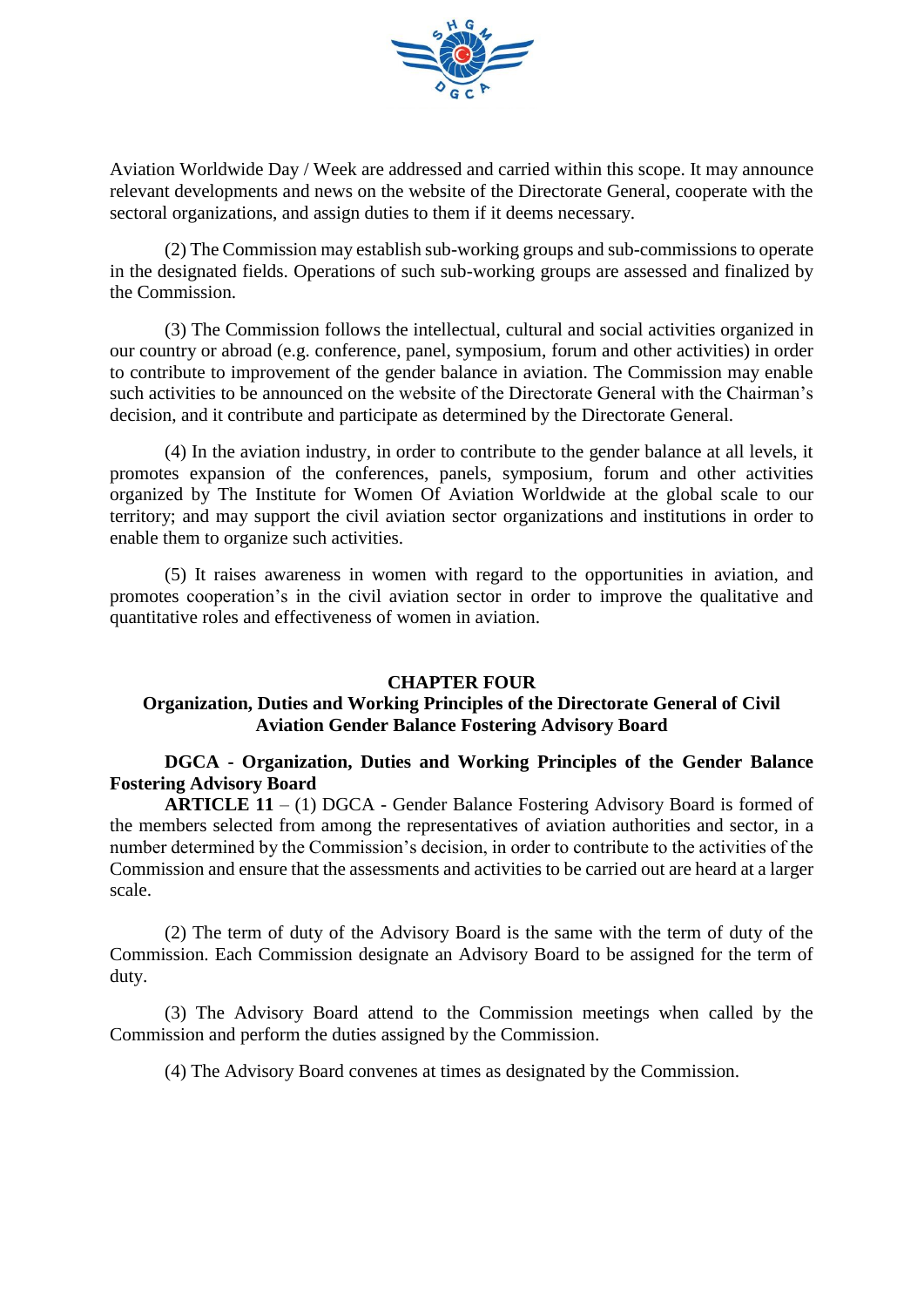Aviation Worldwide Day / Week are addressed and carried within this scope. It may announce relevant developments and news on the website of the Directorate General, cooperate with the sectoral organizations, and assign duties to them if it deems necessary.

(2) The Commission may establish sub-working groups and sub-commissions to operate in the designated fields. Operations of such sub-working groups are assessed and finalized by the Commission.

(3) The Commission follows the intellectual, cultural and social activities organized in our country or abroad (e.g. conference, panel, symposium, forum and other activities) in order to contribute to improvement of the gender balance in aviation. The Commission may enable such activities to be announced on the website of the Directorate General with the Chairman's decision, and it contribute and participate as determined by the Directorate General.

(4) In the aviation industry, in order to contribute to the gender balance at all levels, it promotes expansion of the conferences, panels, symposium, forum and other activities organized by The Institute for Women Of Aviation Worldwide at the global scale to our territory; and may support the civil aviation sector organizations and institutions in order to enable them to organize such activities.

(5) It raises awareness in women with regard to the opportunities in aviation, and promotes cooperation's in the civil aviation sector in order to improve the qualitative and quantitative roles and effectiveness of women in aviation.

## CHAPTER FOUR

## Organization, Duties and Working Principles of the Directorate General of Civil Aviation Gender Balance Fostering Advisory Board

**DGCA - Organization, Duties and Working Principles of the Gender Balance Fostering Advisory Board**

**ARTICLE 11** – (1) DGCA - Gender Balance Fostering Advisory Board is formed of the members selected from among the representatives of aviation authorities and sector, in a number determined by the Commission's decision, in order to contribute to the activities of the Commission and ensure that the assessments and activities to be carried out are heard at a larger scale.

(2) The term of duty of the Advisory Board is the same with the term of duty of the Commission. Each Commission designate an Advisory Board to be assigned for the term of duty.

(3) The Advisory Board attend to the Commission meetings when called by the Commission and perform the duties assigned by the Commission.

(4) The Advisory Board convenes at times as designated by the Commission.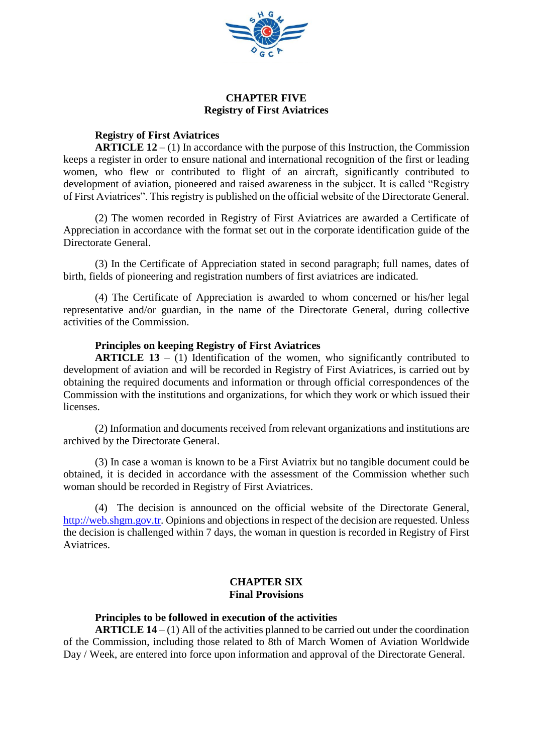## CHAPTER FIVE
## Registry of First Aviatrices

**Registry of First Aviatrices**

**ARTICLE 12** – (1) In accordance with the purpose of this Instruction, the Commission keeps a register in order to ensure national and international recognition of the first or leading women, who flew or contributed to flight of an aircraft, significantly contributed to development of aviation, pioneered and raised awareness in the subject. It is called "Registry of First Aviatrices". This registry is published on the official website of the Directorate General.

(2) The women recorded in Registry of First Aviatrices are awarded a Certificate of Appreciation in accordance with the format set out in the corporate identification guide of the Directorate General.

(3) In the Certificate of Appreciation stated in second paragraph; full names, dates of birth, fields of pioneering and registration numbers of first aviatrices are indicated.

(4) The Certificate of Appreciation is awarded to whom concerned or his/her legal representative and/or guardian, in the name of the Directorate General, during collective activities of the Commission.

**Principles on keeping Registry of First Aviatrices**

**ARTICLE 13** – (1) Identification of the women, who significantly contributed to development of aviation and will be recorded in Registry of First Aviatrices, is carried out by obtaining the required documents and information or through official correspondences of the Commission with the institutions and organizations, for which they work or which issued their licenses.

(2) Information and documents received from relevant organizations and institutions are archived by the Directorate General.

(3) In case a woman is known to be a First Aviatrix but no tangible document could be obtained, it is decided in accordance with the assessment of the Commission whether such woman should be recorded in Registry of First Aviatrices.

(4) The decision is announced on the official website of the Directorate General, [http://web.shgm.gov.tr](http://web.shgm.gov.tr). Opinions and objections in respect of the decision are requested. Unless the decision is challenged within 7 days, the woman in question is recorded in Registry of First Aviatrices.

## CHAPTER SIX
## Final Provisions

**Principles to be followed in execution of the activities**

**ARTICLE 14** – (1) All of the activities planned to be carried out under the coordination of the Commission, including those related to 8th of March Women of Aviation Worldwide Day / Week, are entered into force upon information and approval of the Directorate General.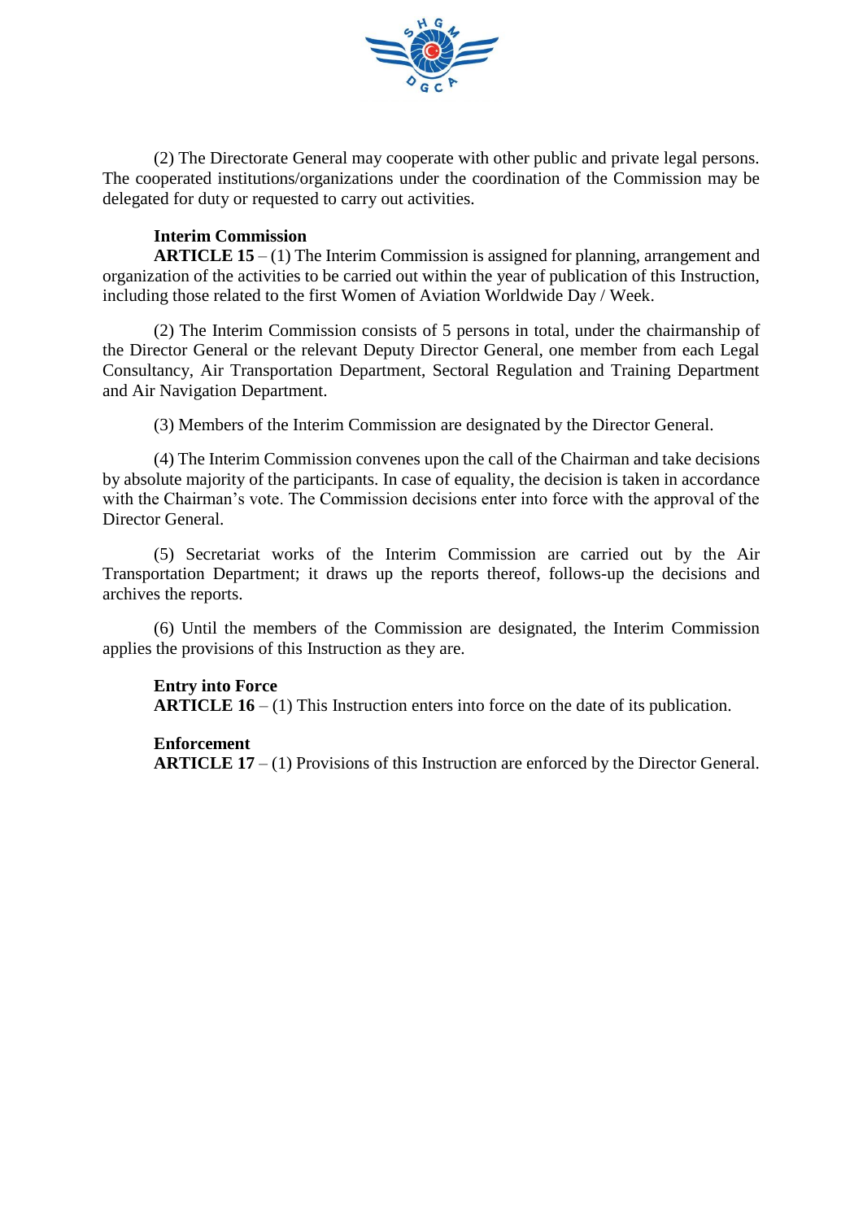(2) The Directorate General may cooperate with other public and private legal persons. The cooperated institutions/organizations under the coordination of the Commission may be delegated for duty or requested to carry out activities.

**Interim Commission**

**ARTICLE 15** – (1) The Interim Commission is assigned for planning, arrangement and organization of the activities to be carried out within the year of publication of this Instruction, including those related to the first Women of Aviation Worldwide Day / Week.

(2) The Interim Commission consists of 5 persons in total, under the chairmanship of the Director General or the relevant Deputy Director General, one member from each Legal Consultancy, Air Transportation Department, Sectoral Regulation and Training Department and Air Navigation Department.

(3) Members of the Interim Commission are designated by the Director General.

(4) The Interim Commission convenes upon the call of the Chairman and take decisions by absolute majority of the participants. In case of equality, the decision is taken in accordance with the Chairman's vote. The Commission decisions enter into force with the approval of the Director General.

(5) Secretariat works of the Interim Commission are carried out by the Air Transportation Department; it draws up the reports thereof, follows-up the decisions and archives the reports.

(6) Until the members of the Commission are designated, the Interim Commission applies the provisions of this Instruction as they are.

**Entry into Force**

**ARTICLE 16** – (1) This Instruction enters into force on the date of its publication.

**Enforcement**

**ARTICLE 17** – (1) Provisions of this Instruction are enforced by the Director General.